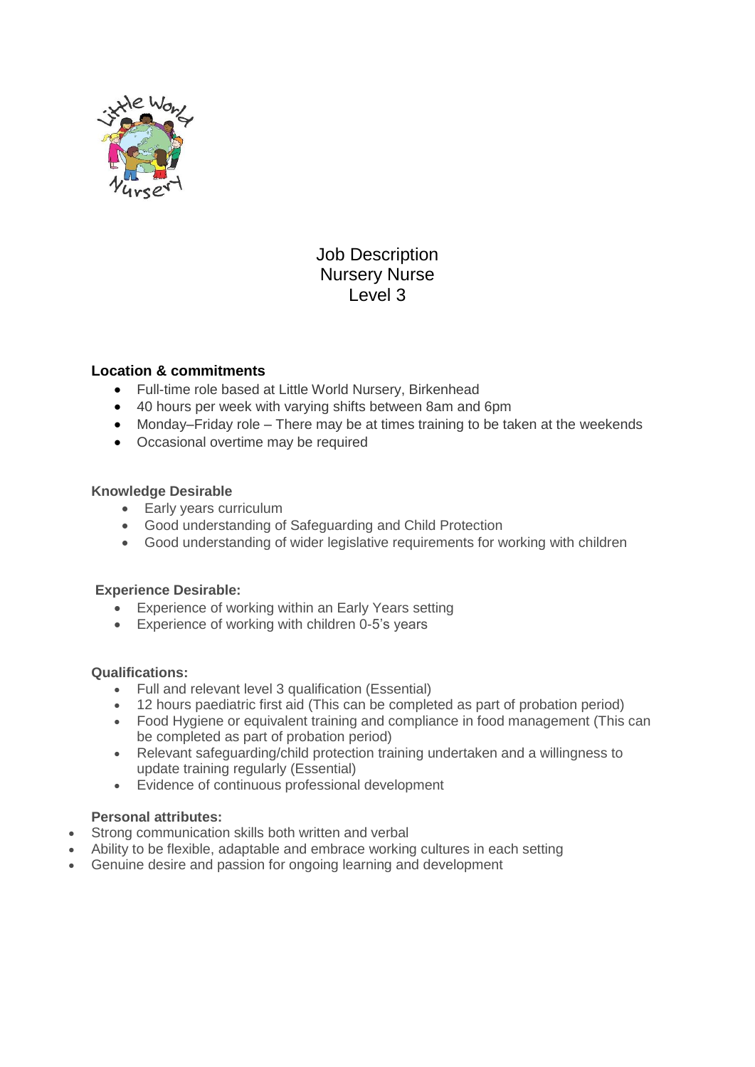# Job Description
# Nursery Nurse
# Level 3

**Location & commitments**

- Full-time role based at Little World Nursery, Birkenhead
- 40 hours per week with varying shifts between 8am and 6pm
- Monday–Friday role – There may be at times training to be taken at the weekends
- Occasional overtime may be required

**Knowledge Desirable**

- Early years curriculum
- Good understanding of Safeguarding and Child Protection
- Good understanding of wider legislative requirements for working with children

**Experience Desirable:**

- Experience of working within an Early Years setting
- Experience of working with children 0-5's years

**Qualifications:**

- Full and relevant level 3 qualification (Essential)
- 12 hours paediatric first aid (This can be completed as part of probation period)
- Food Hygiene or equivalent training and compliance in food management (This can be completed as part of probation period)
- Relevant safeguarding/child protection training undertaken and a willingness to update training regularly (Essential)
- Evidence of continuous professional development

**Personal attributes:**

- Strong communication skills both written and verbal
- Ability to be flexible, adaptable and embrace working cultures in each setting
- Genuine desire and passion for ongoing learning and development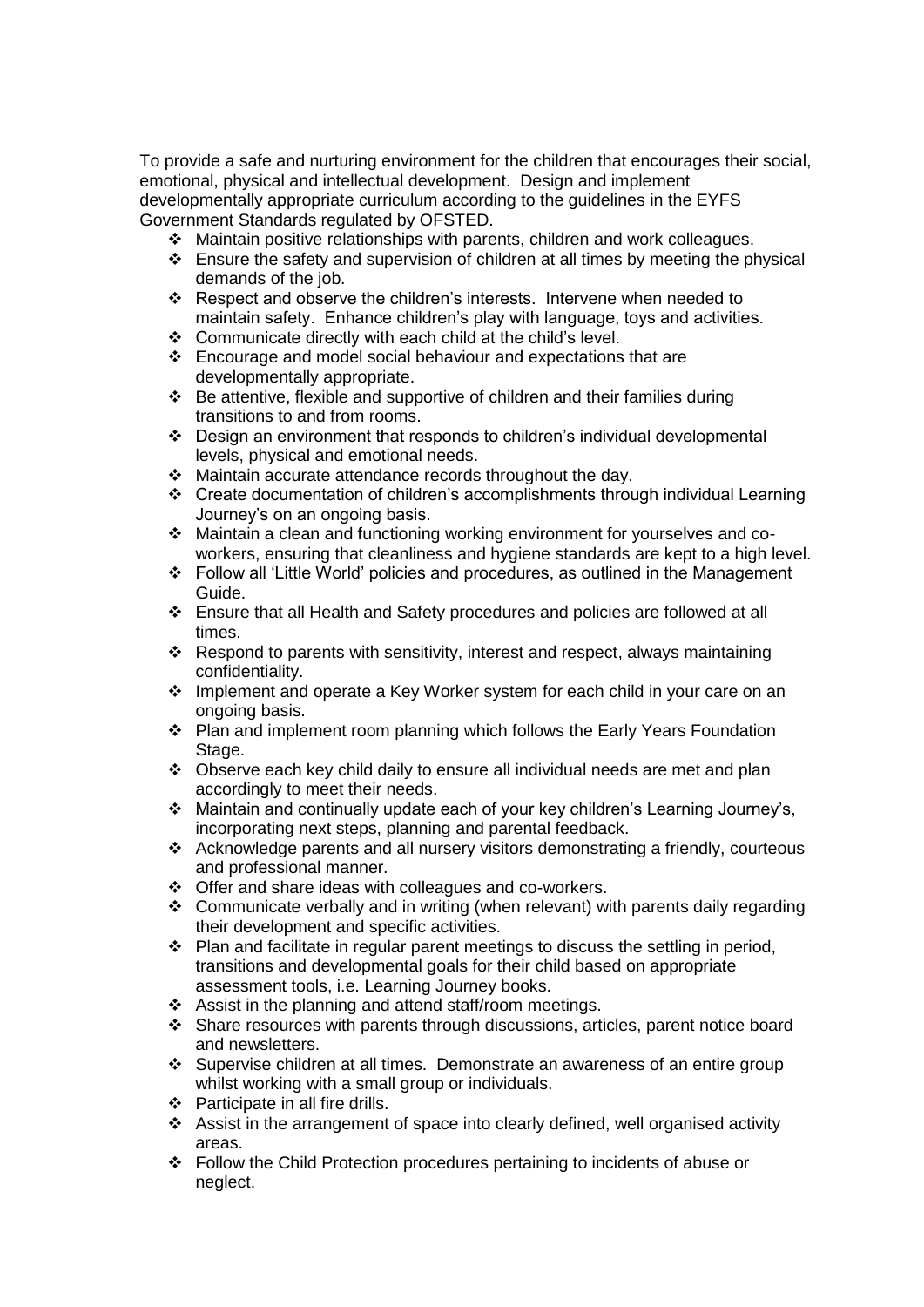To provide a safe and nurturing environment for the children that encourages their social, emotional, physical and intellectual development. Design and implement developmentally appropriate curriculum according to the guidelines in the EYFS Government Standards regulated by OFSTED.

- Maintain positive relationships with parents, children and work colleagues.
- Ensure the safety and supervision of children at all times by meeting the physical demands of the job.
- Respect and observe the children's interests. Intervene when needed to maintain safety. Enhance children's play with language, toys and activities.
- Communicate directly with each child at the child's level.
- Encourage and model social behaviour and expectations that are developmentally appropriate.
- Be attentive, flexible and supportive of children and their families during transitions to and from rooms.
- Design an environment that responds to children's individual developmental levels, physical and emotional needs.
- Maintain accurate attendance records throughout the day.
- Create documentation of children's accomplishments through individual Learning Journey's on an ongoing basis.
- Maintain a clean and functioning working environment for yourselves and co-workers, ensuring that cleanliness and hygiene standards are kept to a high level.
- Follow all 'Little World' policies and procedures, as outlined in the Management Guide.
- Ensure that all Health and Safety procedures and policies are followed at all times.
- Respond to parents with sensitivity, interest and respect, always maintaining confidentiality.
- Implement and operate a Key Worker system for each child in your care on an ongoing basis.
- Plan and implement room planning which follows the Early Years Foundation Stage.
- Observe each key child daily to ensure all individual needs are met and plan accordingly to meet their needs.
- Maintain and continually update each of your key children's Learning Journey's, incorporating next steps, planning and parental feedback.
- Acknowledge parents and all nursery visitors demonstrating a friendly, courteous and professional manner.
- Offer and share ideas with colleagues and co-workers.
- Communicate verbally and in writing (when relevant) with parents daily regarding their development and specific activities.
- Plan and facilitate in regular parent meetings to discuss the settling in period, transitions and developmental goals for their child based on appropriate assessment tools, i.e. Learning Journey books.
- Assist in the planning and attend staff/room meetings.
- Share resources with parents through discussions, articles, parent notice board and newsletters.
- Supervise children at all times. Demonstrate an awareness of an entire group whilst working with a small group or individuals.
- Participate in all fire drills.
- Assist in the arrangement of space into clearly defined, well organised activity areas.
- Follow the Child Protection procedures pertaining to incidents of abuse or neglect.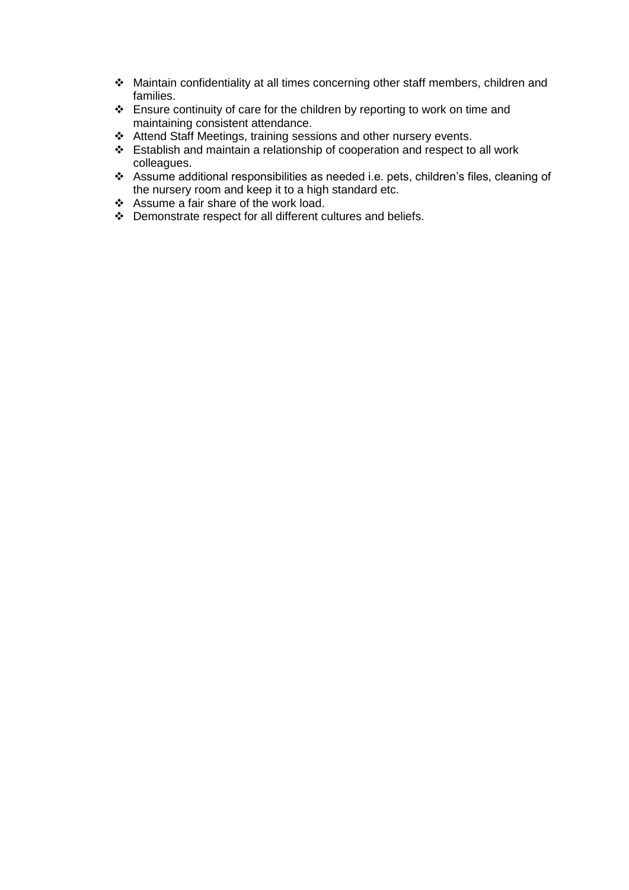- Maintain confidentiality at all times concerning other staff members, children and families.
- Ensure continuity of care for the children by reporting to work on time and maintaining consistent attendance.
- Attend Staff Meetings, training sessions and other nursery events.
- Establish and maintain a relationship of cooperation and respect to all work colleagues.
- Assume additional responsibilities as needed i.e. pets, children's files, cleaning of the nursery room and keep it to a high standard etc.
- Assume a fair share of the work load.
- Demonstrate respect for all different cultures and beliefs.